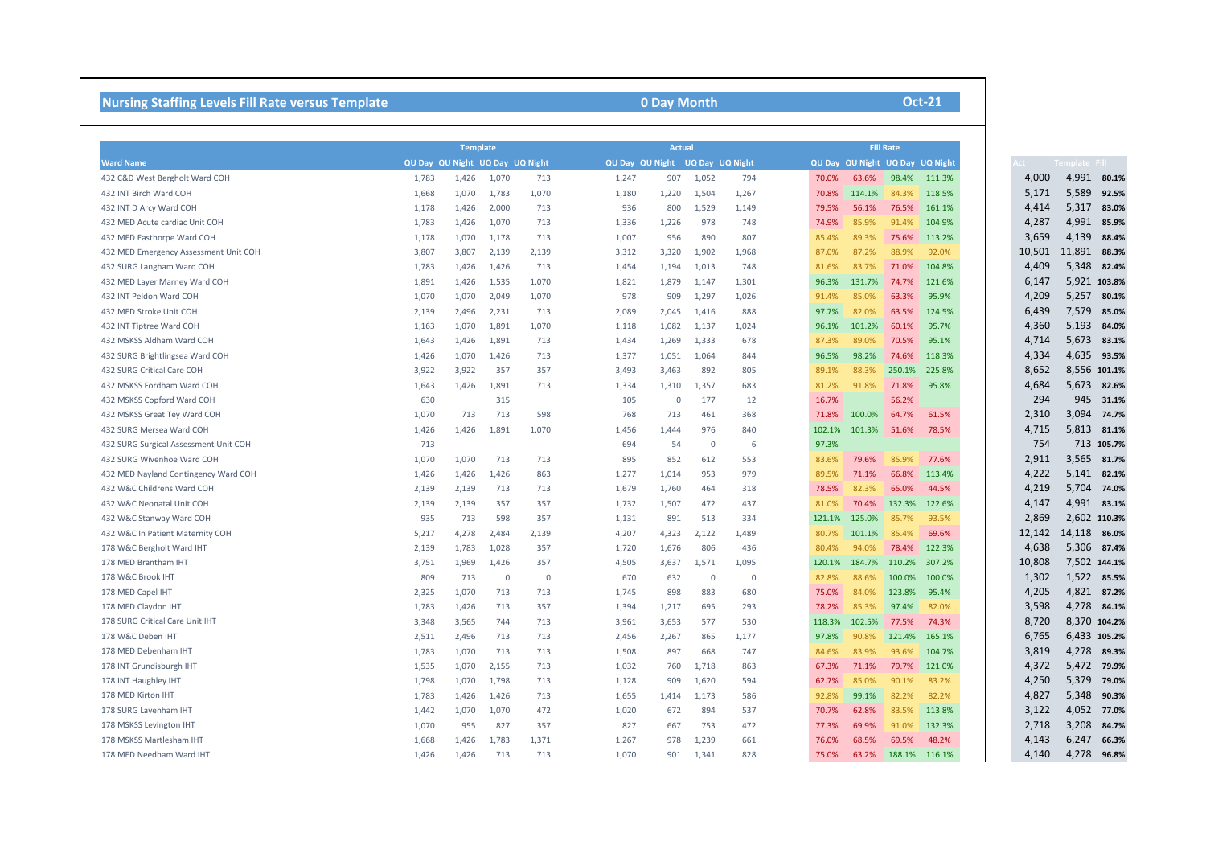## Nursing Staffing Levels Fill Rate versus Template

**0 Day Month** **Oct-21**

| Ward Name | Template QU Day | Template QU Night | Template UQ Day | Template UQ Night | Actual QU Day | Actual QU Night | Actual UQ Day | Actual UQ Night | Fill Rate QU Day | Fill Rate QU Night | Fill Rate UQ Day | Fill Rate UQ Night | Act | Template | Fill |
|---|---|---|---|---|---|---|---|---|---|---|---|---|---|---|---|
| 432 C&D West Bergholt Ward COH | 1,783 | 1,426 | 1,070 | 713 | 1,247 | 907 | 1,052 | 794 | 70.0% | 63.6% | 98.4% | 111.3% | 4,000 | 4,991 | 80.1% |
| 432 INT Birch Ward COH | 1,668 | 1,070 | 1,783 | 1,070 | 1,180 | 1,220 | 1,504 | 1,267 | 70.8% | 114.1% | 84.3% | 118.5% | 5,171 | 5,589 | 92.5% |
| 432 INT D Arcy Ward COH | 1,178 | 1,426 | 2,000 | 713 | 936 | 800 | 1,529 | 1,149 | 79.5% | 56.1% | 76.5% | 161.1% | 4,414 | 5,317 | 83.0% |
| 432 MED Acute cardiac Unit COH | 1,783 | 1,426 | 1,070 | 713 | 1,336 | 1,226 | 978 | 748 | 74.9% | 85.9% | 91.4% | 104.9% | 4,287 | 4,991 | 85.9% |
| 432 MED Easthorpe Ward COH | 1,178 | 1,070 | 1,178 | 713 | 1,007 | 956 | 890 | 807 | 85.4% | 89.3% | 75.6% | 113.2% | 3,659 | 4,139 | 88.4% |
| 432 MED Emergency Assessment Unit COH | 3,807 | 3,807 | 2,139 | 2,139 | 3,312 | 3,320 | 1,902 | 1,968 | 87.0% | 87.2% | 88.9% | 92.0% | 10,501 | 11,891 | 88.3% |
| 432 SURG Langham Ward COH | 1,783 | 1,426 | 1,426 | 713 | 1,454 | 1,194 | 1,013 | 748 | 81.6% | 83.7% | 71.0% | 104.8% | 4,409 | 5,348 | 82.4% |
| 432 MED Layer Marney Ward COH | 1,891 | 1,426 | 1,535 | 1,070 | 1,821 | 1,879 | 1,147 | 1,301 | 96.3% | 131.7% | 74.7% | 121.6% | 6,147 | 5,921 | 103.8% |
| 432 INT Peldon Ward COH | 1,070 | 1,070 | 2,049 | 1,070 | 978 | 909 | 1,297 | 1,026 | 91.4% | 85.0% | 63.3% | 95.9% | 4,209 | 5,257 | 80.1% |
| 432 MED Stroke Unit COH | 2,139 | 2,496 | 2,231 | 713 | 2,089 | 2,045 | 1,416 | 888 | 97.7% | 82.0% | 63.5% | 124.5% | 6,439 | 7,579 | 85.0% |
| 432 INT Tiptree Ward COH | 1,163 | 1,070 | 1,891 | 1,070 | 1,118 | 1,082 | 1,137 | 1,024 | 96.1% | 101.2% | 60.1% | 95.7% | 4,360 | 5,193 | 84.0% |
| 432 MSKSS Aldham Ward COH | 1,643 | 1,426 | 1,891 | 713 | 1,434 | 1,269 | 1,333 | 678 | 87.3% | 89.0% | 70.5% | 95.1% | 4,714 | 5,673 | 83.1% |
| 432 SURG Brightlingsea Ward COH | 1,426 | 1,070 | 1,426 | 713 | 1,377 | 1,051 | 1,064 | 844 | 96.5% | 98.2% | 74.6% | 118.3% | 4,334 | 4,635 | 93.5% |
| 432 SURG Critical Care COH | 3,922 | 3,922 | 357 | 357 | 3,493 | 3,463 | 892 | 805 | 89.1% | 88.3% | 250.1% | 225.8% | 8,652 | 8,556 | 101.1% |
| 432 MSKSS Fordham Ward COH | 1,643 | 1,426 | 1,891 | 713 | 1,334 | 1,310 | 1,357 | 683 | 81.2% | 91.8% | 71.8% | 95.8% | 4,684 | 5,673 | 82.6% |
| 432 MSKSS Copford Ward COH | 630 | | 315 | | 105 | 0 | 177 | 12 | 16.7% | | 56.2% | | 294 | 945 | 31.1% |
| 432 MSKSS Great Tey Ward COH | 1,070 | 713 | 713 | 598 | 768 | 713 | 461 | 368 | 71.8% | 100.0% | 64.7% | 61.5% | 2,310 | 3,094 | 74.7% |
| 432 SURG Mersea Ward COH | 1,426 | 1,426 | 1,891 | 1,070 | 1,456 | 1,444 | 976 | 840 | 102.1% | 101.3% | 51.6% | 78.5% | 4,715 | 5,813 | 81.1% |
| 432 SURG Surgical Assessment Unit COH | 713 | | | | 694 | 54 | 0 | 6 | 97.3% | | | | 754 | 713 | 105.7% |
| 432 SURG Wivenhoe Ward COH | 1,070 | 1,070 | 713 | 713 | 895 | 852 | 612 | 553 | 83.6% | 79.6% | 85.9% | 77.6% | 2,911 | 3,565 | 81.7% |
| 432 MED Nayland Contingency Ward COH | 1,426 | 1,426 | 1,426 | 863 | 1,277 | 1,014 | 953 | 979 | 89.5% | 71.1% | 66.8% | 113.4% | 4,222 | 5,141 | 82.1% |
| 432 W&C Childrens Ward COH | 2,139 | 2,139 | 713 | 713 | 1,679 | 1,760 | 464 | 318 | 78.5% | 82.3% | 65.0% | 44.5% | 4,219 | 5,704 | 74.0% |
| 432 W&C Neonatal Unit COH | 2,139 | 2,139 | 357 | 357 | 1,732 | 1,507 | 472 | 437 | 81.0% | 70.4% | 132.3% | 122.6% | 4,147 | 4,991 | 83.1% |
| 432 W&C Stanway Ward COH | 935 | 713 | 598 | 357 | 1,131 | 891 | 513 | 334 | 121.1% | 125.0% | 85.7% | 93.5% | 2,869 | 2,602 | 110.3% |
| 432 W&C In Patient Maternity COH | 5,217 | 4,278 | 2,484 | 2,139 | 4,207 | 4,323 | 2,122 | 1,489 | 80.7% | 101.1% | 85.4% | 69.6% | 12,142 | 14,118 | 86.0% |
| 178 W&C Bergholt Ward IHT | 2,139 | 1,783 | 1,028 | 357 | 1,720 | 1,676 | 806 | 436 | 80.4% | 94.0% | 78.4% | 122.3% | 4,638 | 5,306 | 87.4% |
| 178 MED Brantham IHT | 3,751 | 1,969 | 1,426 | 357 | 4,505 | 3,637 | 1,571 | 1,095 | 120.1% | 184.7% | 110.2% | 307.2% | 10,808 | 7,502 | 144.1% |
| 178 W&C Brook IHT | 809 | 713 | 0 | 0 | 670 | 632 | 0 | 0 | 82.8% | 88.6% | 100.0% | 100.0% | 1,302 | 1,522 | 85.5% |
| 178 MED Capel IHT | 2,325 | 1,070 | 713 | 713 | 1,745 | 898 | 883 | 680 | 75.0% | 84.0% | 123.8% | 95.4% | 4,205 | 4,821 | 87.2% |
| 178 MED Claydon IHT | 1,783 | 1,426 | 713 | 357 | 1,394 | 1,217 | 695 | 293 | 78.2% | 85.3% | 97.4% | 82.0% | 3,598 | 4,278 | 84.1% |
| 178 SURG Critical Care Unit IHT | 3,348 | 3,565 | 744 | 713 | 3,961 | 3,653 | 577 | 530 | 118.3% | 102.5% | 77.5% | 74.3% | 8,720 | 8,370 | 104.2% |
| 178 W&C Deben IHT | 2,511 | 2,496 | 713 | 713 | 2,456 | 2,267 | 865 | 1,177 | 97.8% | 90.8% | 121.4% | 165.1% | 6,765 | 6,433 | 105.2% |
| 178 MED Debenham IHT | 1,783 | 1,070 | 713 | 713 | 1,508 | 897 | 668 | 747 | 84.6% | 83.9% | 93.6% | 104.7% | 3,819 | 4,278 | 89.3% |
| 178 INT Grundisburgh IHT | 1,535 | 1,070 | 2,155 | 713 | 1,032 | 760 | 1,718 | 863 | 67.3% | 71.1% | 79.7% | 121.0% | 4,372 | 5,472 | 79.9% |
| 178 INT Haughley IHT | 1,798 | 1,070 | 1,798 | 713 | 1,128 | 909 | 1,620 | 594 | 62.7% | 85.0% | 90.1% | 83.2% | 4,250 | 5,379 | 79.0% |
| 178 MED Kirton IHT | 1,783 | 1,426 | 1,426 | 713 | 1,655 | 1,414 | 1,173 | 586 | 92.8% | 99.1% | 82.2% | 82.2% | 4,827 | 5,348 | 90.3% |
| 178 SURG Lavenham IHT | 1,442 | 1,070 | 1,070 | 472 | 1,020 | 672 | 894 | 537 | 70.7% | 62.8% | 83.5% | 113.8% | 3,122 | 4,052 | 77.0% |
| 178 MSKSS Levington IHT | 1,070 | 955 | 827 | 357 | 827 | 667 | 753 | 472 | 77.3% | 69.9% | 91.0% | 132.3% | 2,718 | 3,208 | 84.7% |
| 178 MSKSS Martlesham IHT | 1,668 | 1,426 | 1,783 | 1,371 | 1,267 | 978 | 1,239 | 661 | 76.0% | 68.5% | 69.5% | 48.2% | 4,143 | 6,247 | 66.3% |
| 178 MED Needham Ward IHT | 1,426 | 1,426 | 713 | 713 | 1,070 | 901 | 1,341 | 828 | 75.0% | 63.2% | 188.1% | 116.1% | 4,140 | 4,278 | 96.8% |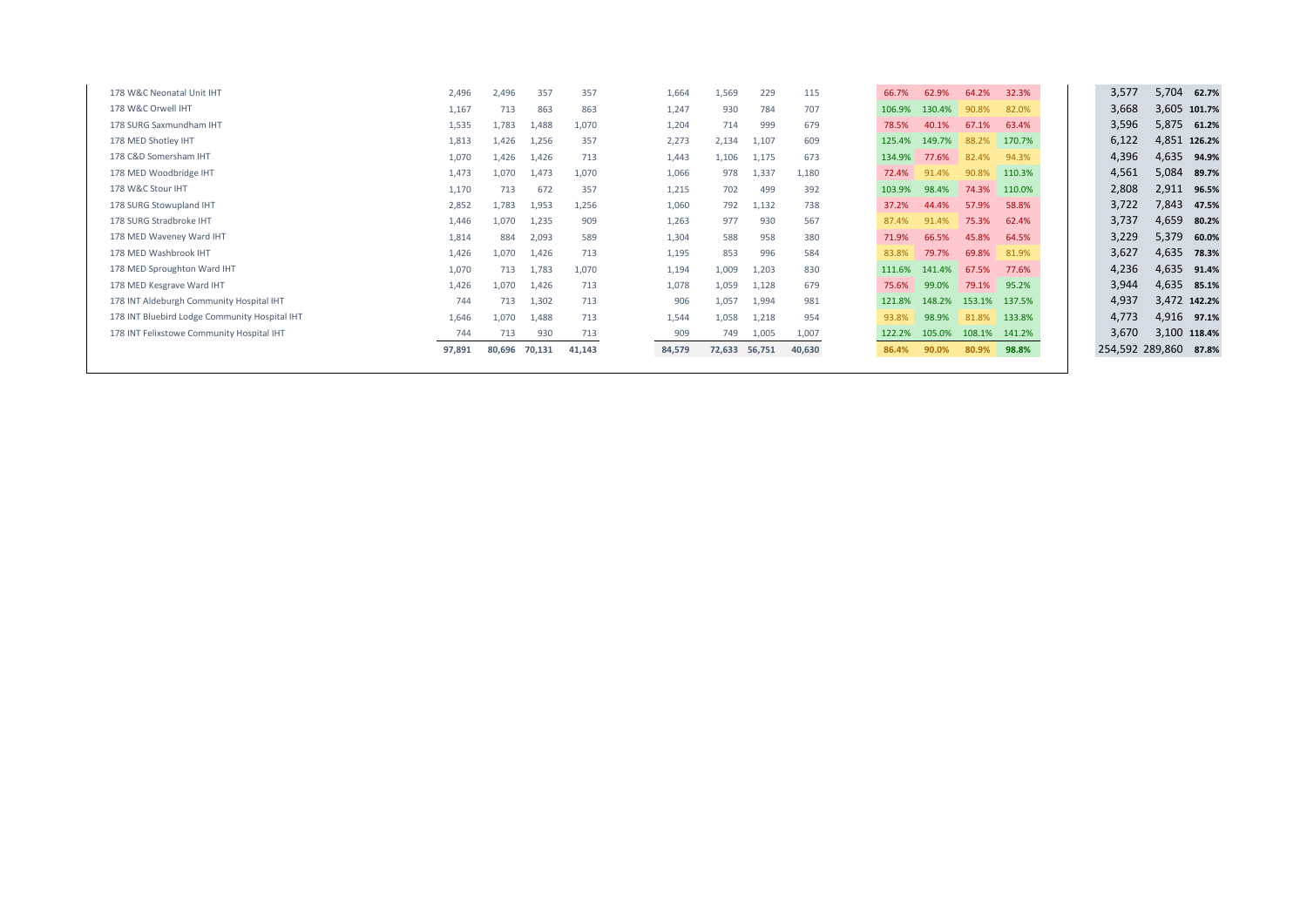| | | | | | | | | | | | | | | | |
|---|---|---|---|---|---|---|---|---|---|---|---|---|---|---|---|
| 178 W&C Neonatal Unit IHT | 2,496 | 2,496 | 357 | 357 | 1,664 | 1,569 | 229 | 115 | 66.7% | 62.9% | 64.2% | 32.3% | 3,577 | 5,704 | **62.7%** |
| 178 W&C Orwell IHT | 1,167 | 713 | 863 | 863 | 1,247 | 930 | 784 | 707 | 106.9% | 130.4% | 90.8% | 82.0% | 3,668 | 3,605 | **101.7%** |
| 178 SURG Saxmundham IHT | 1,535 | 1,783 | 1,488 | 1,070 | 1,204 | 714 | 999 | 679 | 78.5% | 40.1% | 67.1% | 63.4% | 3,596 | 5,875 | **61.2%** |
| 178 MED Shotley IHT | 1,813 | 1,426 | 1,256 | 357 | 2,273 | 2,134 | 1,107 | 609 | 125.4% | 149.7% | 88.2% | 170.7% | 6,122 | 4,851 | **126.2%** |
| 178 C&D Somersham IHT | 1,070 | 1,426 | 1,426 | 713 | 1,443 | 1,106 | 1,175 | 673 | 134.9% | 77.6% | 82.4% | 94.3% | 4,396 | 4,635 | **94.9%** |
| 178 MED Woodbridge IHT | 1,473 | 1,070 | 1,473 | 1,070 | 1,066 | 978 | 1,337 | 1,180 | 72.4% | 91.4% | 90.8% | 110.3% | 4,561 | 5,084 | **89.7%** |
| 178 W&C Stour IHT | 1,170 | 713 | 672 | 357 | 1,215 | 702 | 499 | 392 | 103.9% | 98.4% | 74.3% | 110.0% | 2,808 | 2,911 | **96.5%** |
| 178 SURG Stowupland IHT | 2,852 | 1,783 | 1,953 | 1,256 | 1,060 | 792 | 1,132 | 738 | 37.2% | 44.4% | 57.9% | 58.8% | 3,722 | 7,843 | **47.5%** |
| 178 SURG Stradbroke IHT | 1,446 | 1,070 | 1,235 | 909 | 1,263 | 977 | 930 | 567 | 87.4% | 91.4% | 75.3% | 62.4% | 3,737 | 4,659 | **80.2%** |
| 178 MED Waveney Ward IHT | 1,814 | 884 | 2,093 | 589 | 1,304 | 588 | 958 | 380 | 71.9% | 66.5% | 45.8% | 64.5% | 3,229 | 5,379 | **60.0%** |
| 178 MED Washbrook IHT | 1,426 | 1,070 | 1,426 | 713 | 1,195 | 853 | 996 | 584 | 83.8% | 79.7% | 69.8% | 81.9% | 3,627 | 4,635 | **78.3%** |
| 178 MED Sproughton Ward IHT | 1,070 | 713 | 1,783 | 1,070 | 1,194 | 1,009 | 1,203 | 830 | 111.6% | 141.4% | 67.5% | 77.6% | 4,236 | 4,635 | **91.4%** |
| 178 MED Kesgrave Ward IHT | 1,426 | 1,070 | 1,426 | 713 | 1,078 | 1,059 | 1,128 | 679 | 75.6% | 99.0% | 79.1% | 95.2% | 3,944 | 4,635 | **85.1%** |
| 178 INT Aldeburgh Community Hospital IHT | 744 | 713 | 1,302 | 713 | 906 | 1,057 | 1,994 | 981 | 121.8% | 148.2% | 153.1% | 137.5% | 4,937 | 3,472 | **142.2%** |
| 178 INT Bluebird Lodge Community Hospital IHT | 1,646 | 1,070 | 1,488 | 713 | 1,544 | 1,058 | 1,218 | 954 | 93.8% | 98.9% | 81.8% | 133.8% | 4,773 | 4,916 | **97.1%** |
| 178 INT Felixstowe Community Hospital IHT | 744 | 713 | 930 | 713 | 909 | 749 | 1,005 | 1,007 | 122.2% | 105.0% | 108.1% | 141.2% | 3,670 | 3,100 | **118.4%** |
| | **97,891** | **80,696** | **70,131** | **41,143** | **84,579** | **72,633** | **56,751** | **40,630** | **86.4%** | **90.0%** | **80.9%** | **98.8%** | 254,592 | 289,860 | **87.8%** |